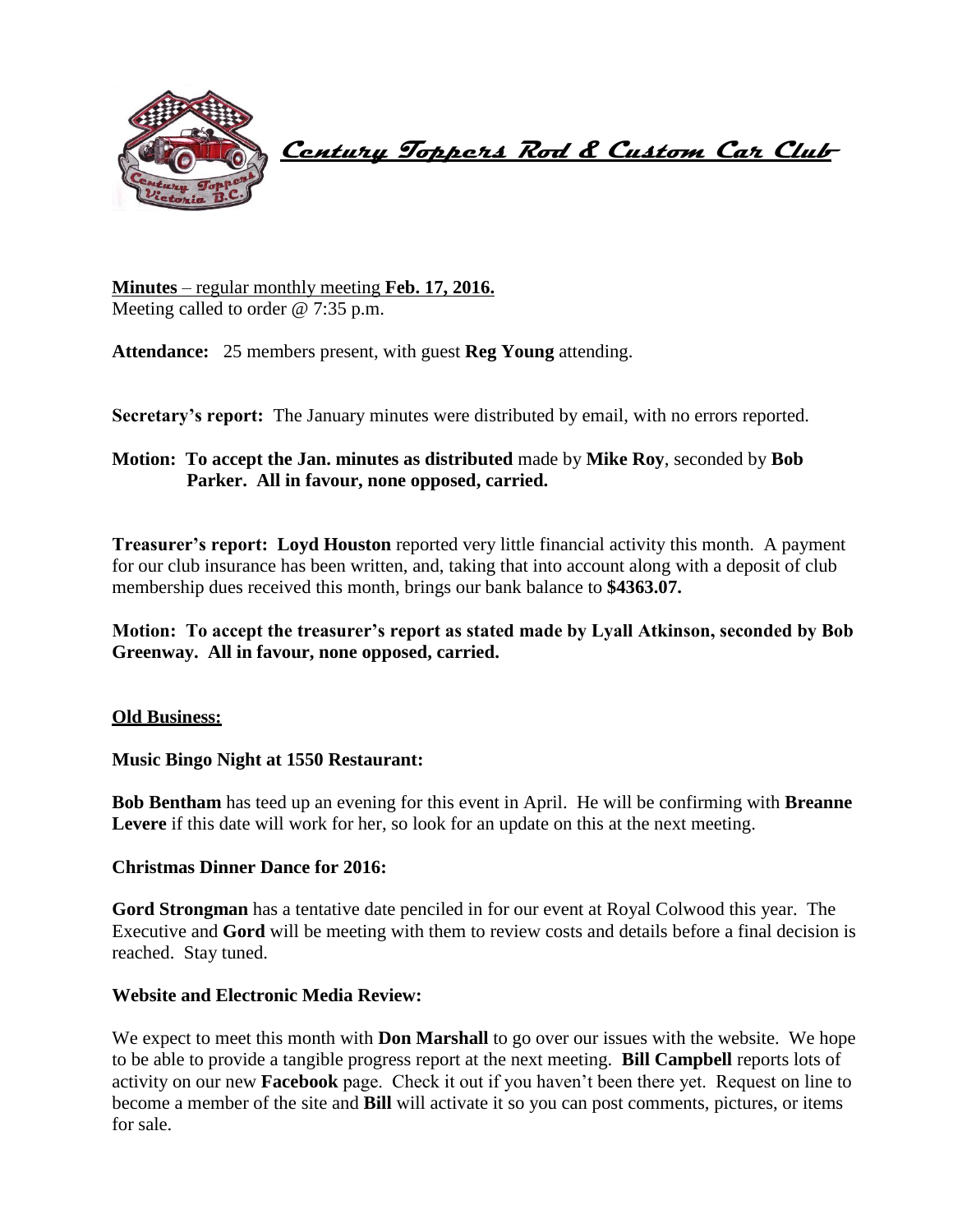# Century Toppers Rod & Custom Car Club

**Minutes** – regular monthly meeting **Feb. 17, 2016.**
Meeting called to order @ 7:35 p.m.

**Attendance:** 25 members present, with guest **Reg Young** attending.

**Secretary's report:** The January minutes were distributed by email, with no errors reported.

**Motion: To accept the Jan. minutes as distributed** made by **Mike Roy**, seconded by **Bob Parker. All in favour, none opposed, carried.**

**Treasurer's report: Loyd Houston** reported very little financial activity this month. A payment for our club insurance has been written, and, taking that into account along with a deposit of club membership dues received this month, brings our bank balance to **$4363.07.**

**Motion: To accept the treasurer's report as stated made by Lyall Atkinson, seconded by Bob Greenway. All in favour, none opposed, carried.**

## Old Business:

### Music Bingo Night at 1550 Restaurant:

**Bob Bentham** has teed up an evening for this event in April. He will be confirming with **Breanne Levere** if this date will work for her, so look for an update on this at the next meeting.

### Christmas Dinner Dance for 2016:

**Gord Strongman** has a tentative date penciled in for our event at Royal Colwood this year. The Executive and **Gord** will be meeting with them to review costs and details before a final decision is reached. Stay tuned.

### Website and Electronic Media Review:

We expect to meet this month with **Don Marshall** to go over our issues with the website. We hope to be able to provide a tangible progress report at the next meeting. **Bill Campbell** reports lots of activity on our new **Facebook** page. Check it out if you haven't been there yet. Request on line to become a member of the site and **Bill** will activate it so you can post comments, pictures, or items for sale.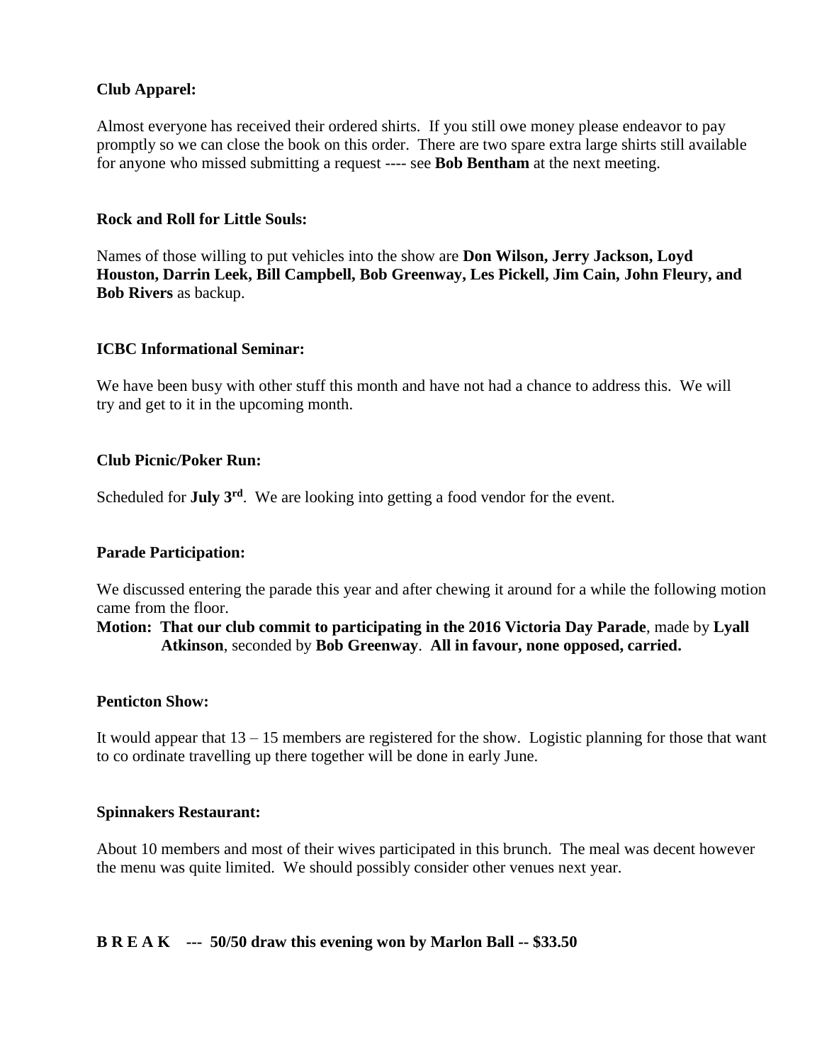**Club Apparel:**

Almost everyone has received their ordered shirts. If you still owe money please endeavor to pay promptly so we can close the book on this order. There are two spare extra large shirts still available for anyone who missed submitting a request ---- see **Bob Bentham** at the next meeting.

**Rock and Roll for Little Souls:**

Names of those willing to put vehicles into the show are **Don Wilson, Jerry Jackson, Loyd Houston, Darrin Leek, Bill Campbell, Bob Greenway, Les Pickell, Jim Cain, John Fleury, and Bob Rivers** as backup.

**ICBC Informational Seminar:**

We have been busy with other stuff this month and have not had a chance to address this. We will try and get to it in the upcoming month.

**Club Picnic/Poker Run:**

Scheduled for **July 3rd**. We are looking into getting a food vendor for the event.

**Parade Participation:**

We discussed entering the parade this year and after chewing it around for a while the following motion came from the floor.

**Motion: That our club commit to participating in the 2016 Victoria Day Parade**, made by **Lyall Atkinson**, seconded by **Bob Greenway**. **All in favour, none opposed, carried.**

**Penticton Show:**

It would appear that 13 – 15 members are registered for the show. Logistic planning for those that want to co ordinate travelling up there together will be done in early June.

**Spinnakers Restaurant:**

About 10 members and most of their wives participated in this brunch. The meal was decent however the menu was quite limited. We should possibly consider other venues next year.

**B R E A K --- 50/50 draw this evening won by Marlon Ball -- $33.50**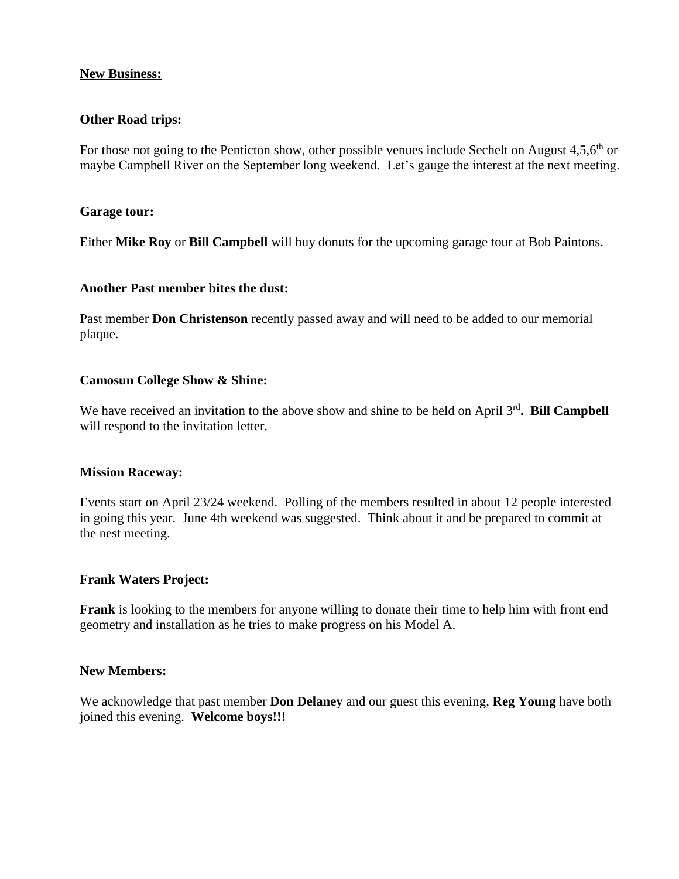**New Business:**

**Other Road trips:**

For those not going to the Penticton show, other possible venues include Sechelt on August 4,5,6th or maybe Campbell River on the September long weekend. Let's gauge the interest at the next meeting.

**Garage tour:**

Either **Mike Roy** or **Bill Campbell** will buy donuts for the upcoming garage tour at Bob Paintons.

**Another Past member bites the dust:**

Past member **Don Christenson** recently passed away and will need to be added to our memorial plaque.

**Camosun College Show & Shine:**

We have received an invitation to the above show and shine to be held on April 3rd**. Bill Campbell** will respond to the invitation letter.

**Mission Raceway:**

Events start on April 23/24 weekend. Polling of the members resulted in about 12 people interested in going this year. June 4th weekend was suggested. Think about it and be prepared to commit at the nest meeting.

**Frank Waters Project:**

**Frank** is looking to the members for anyone willing to donate their time to help him with front end geometry and installation as he tries to make progress on his Model A.

**New Members:**

We acknowledge that past member **Don Delaney** and our guest this evening, **Reg Young** have both joined this evening. **Welcome boys!!!**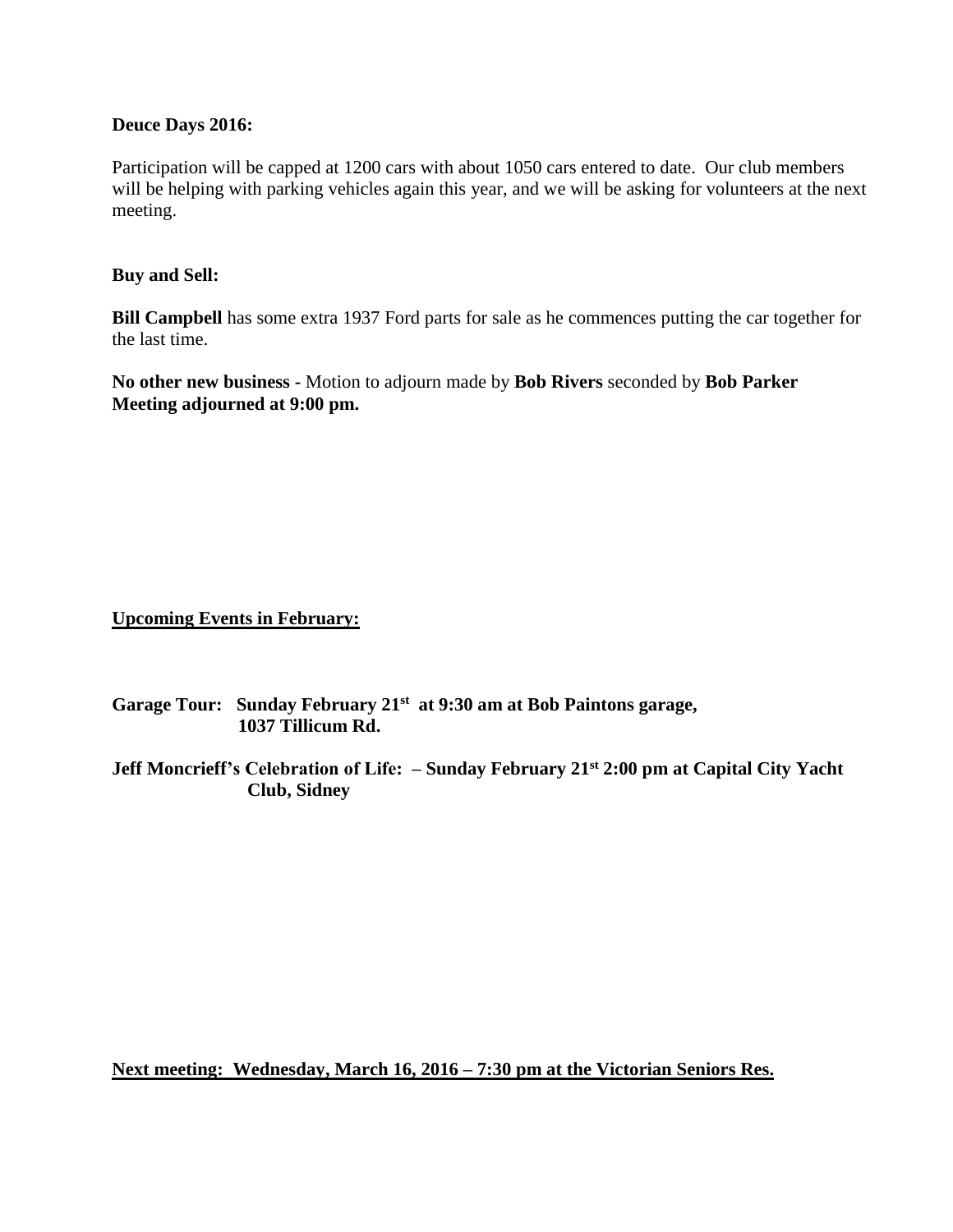**Deuce Days 2016:**

Participation will be capped at 1200 cars with about 1050 cars entered to date. Our club members will be helping with parking vehicles again this year, and we will be asking for volunteers at the next meeting.

**Buy and Sell:**

**Bill Campbell** has some extra 1937 Ford parts for sale as he commences putting the car together for the last time.

**No other new business** - Motion to adjourn made by **Bob Rivers** seconded by **Bob Parker**
**Meeting adjourned at 9:00 pm.**

**<u>Upcoming Events in February:</u>**

**Garage Tour: Sunday February 21st at 9:30 am at Bob Paintons garage, 1037 Tillicum Rd.**

**Jeff Moncrieff's Celebration of Life: – Sunday February 21st 2:00 pm at Capital City Yacht Club, Sidney**

**<u>Next meeting: Wednesday, March 16, 2016 – 7:30 pm at the Victorian Seniors Res.</u>**